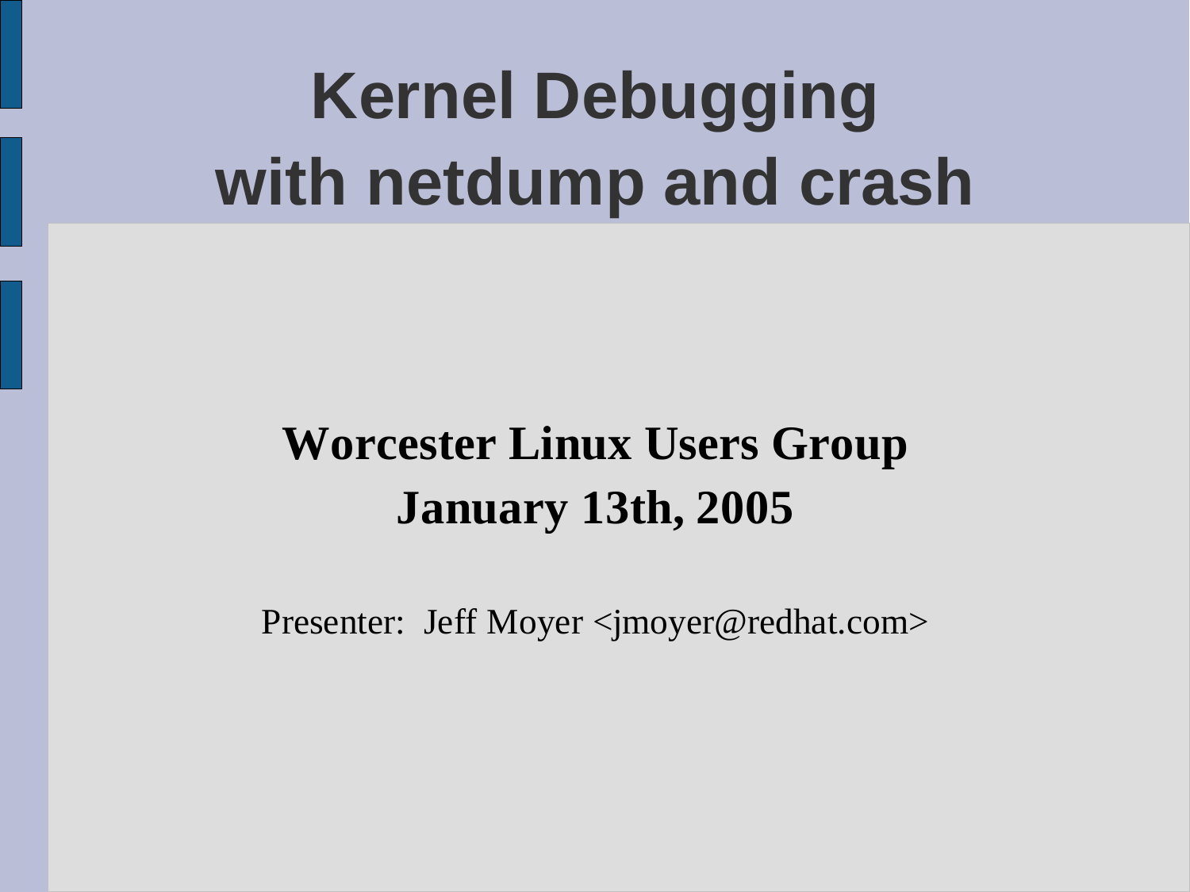# Kernel Debugging with netdump and crash

**Worcester Linux Users Group**
**January 13th, 2005**

Presenter: Jeff Moyer <jmoyer@redhat.com>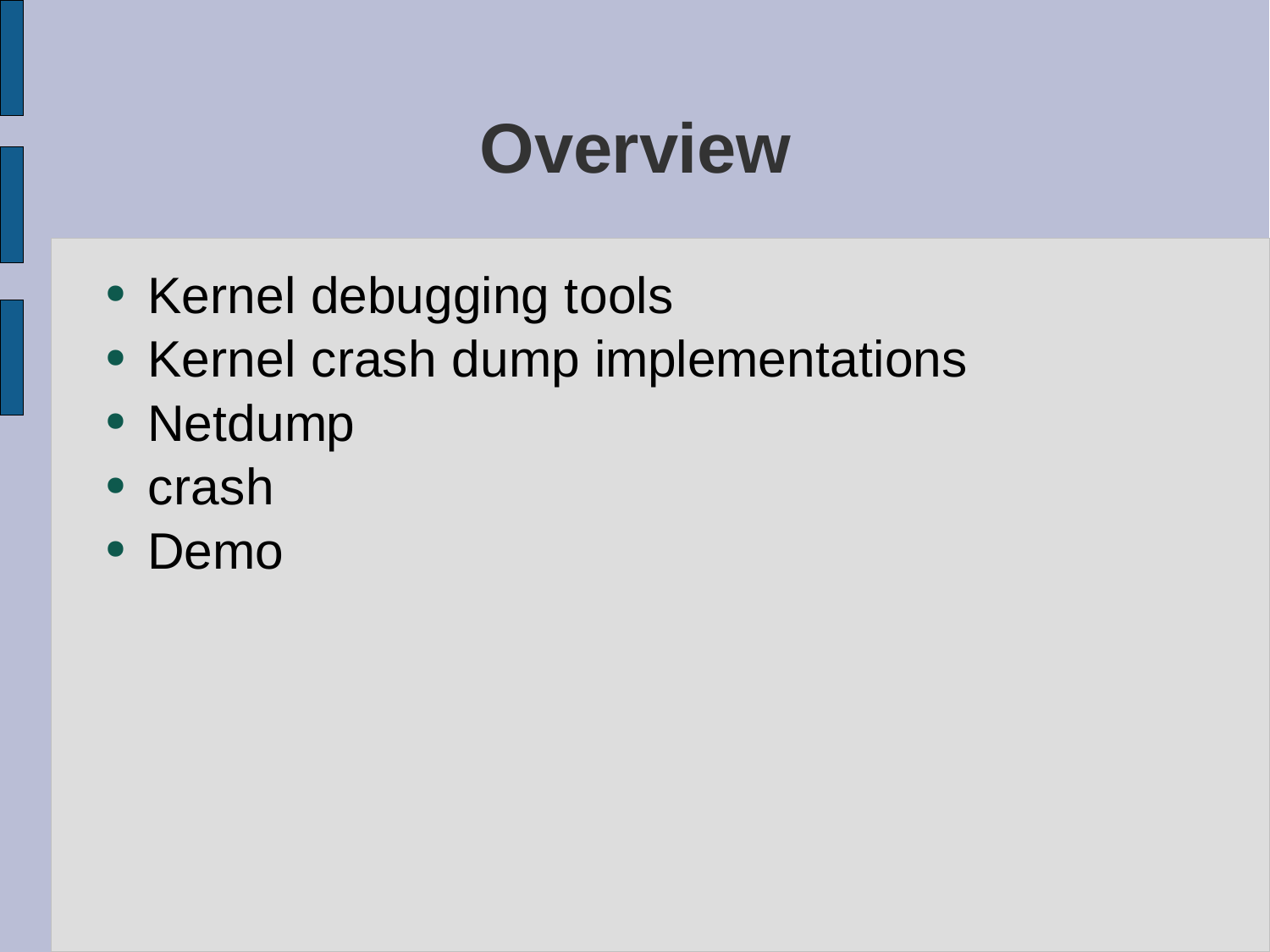# Overview

- Kernel debugging tools
- Kernel crash dump implementations
- Netdump
- crash
- Demo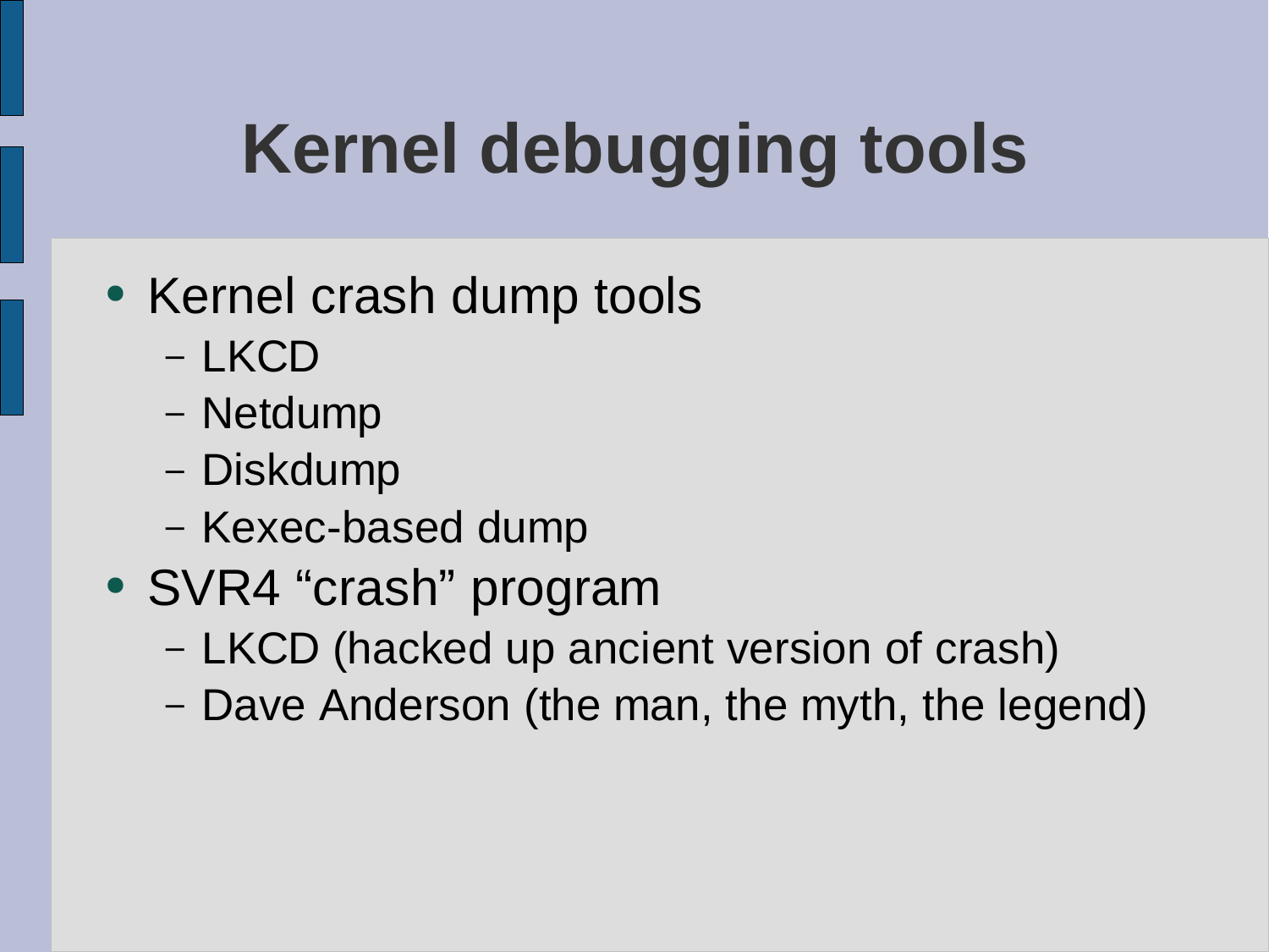# Kernel debugging tools

- Kernel crash dump tools
  - LKCD
  - Netdump
  - Diskdump
  - Kexec-based dump
- SVR4 “crash” program
  - LKCD (hacked up ancient version of crash)
  - Dave Anderson (the man, the myth, the legend)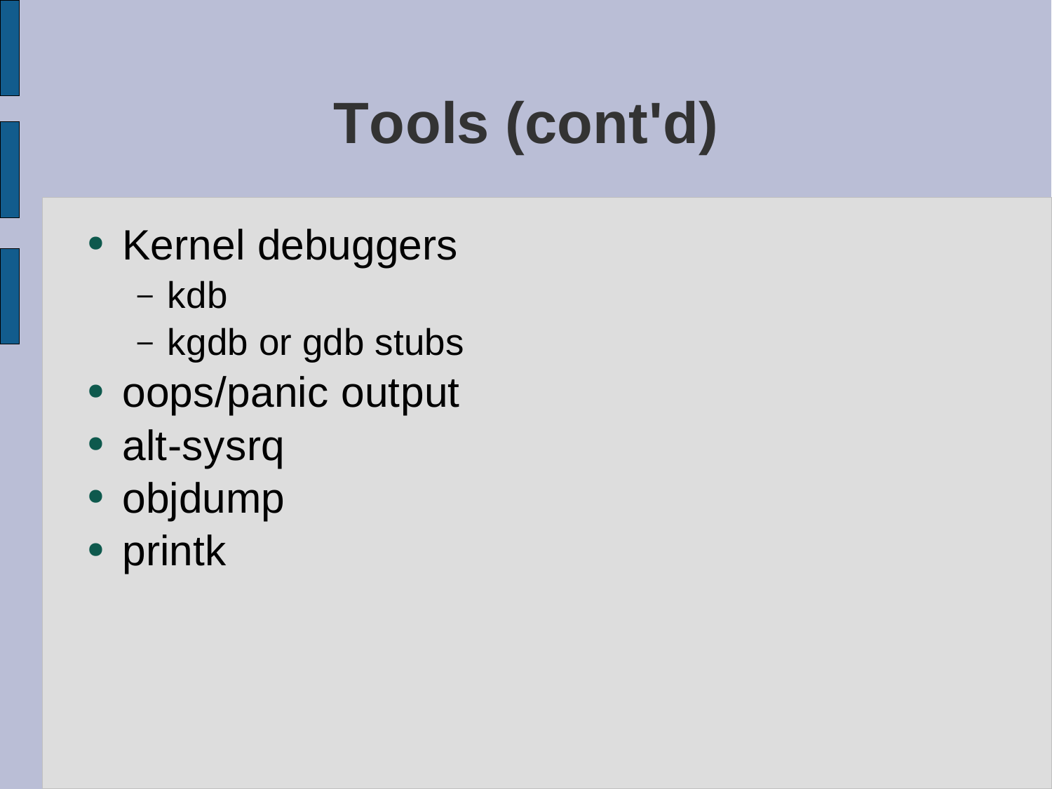# Tools (cont'd)

- Kernel debuggers
  - kdb
  - kgdb or gdb stubs
- oops/panic output
- alt-sysrq
- objdump
- printk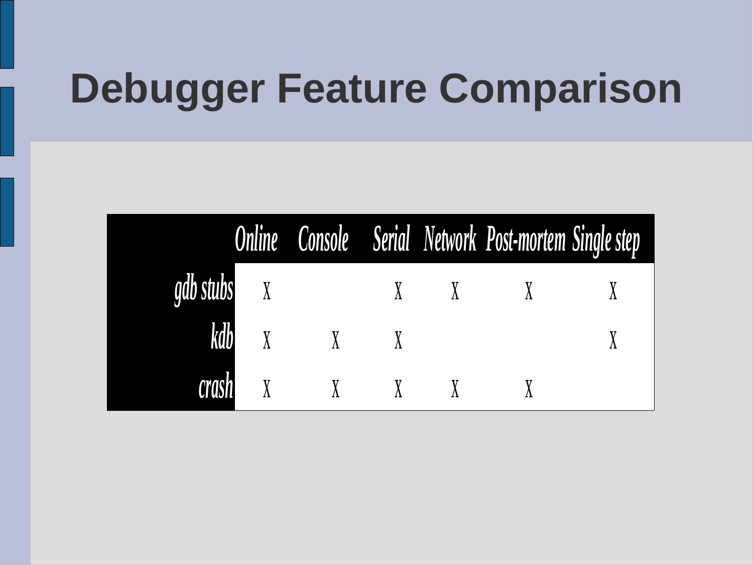# Debugger Feature Comparison

| | Online | Console | Serial | Network | Post-mortem | Single step |
|---|---|---|---|---|---|---|
| gdb stubs | X | | X | X | X | X |
| kdb | X | X | X | | | X |
| crash | X | X | X | X | X | |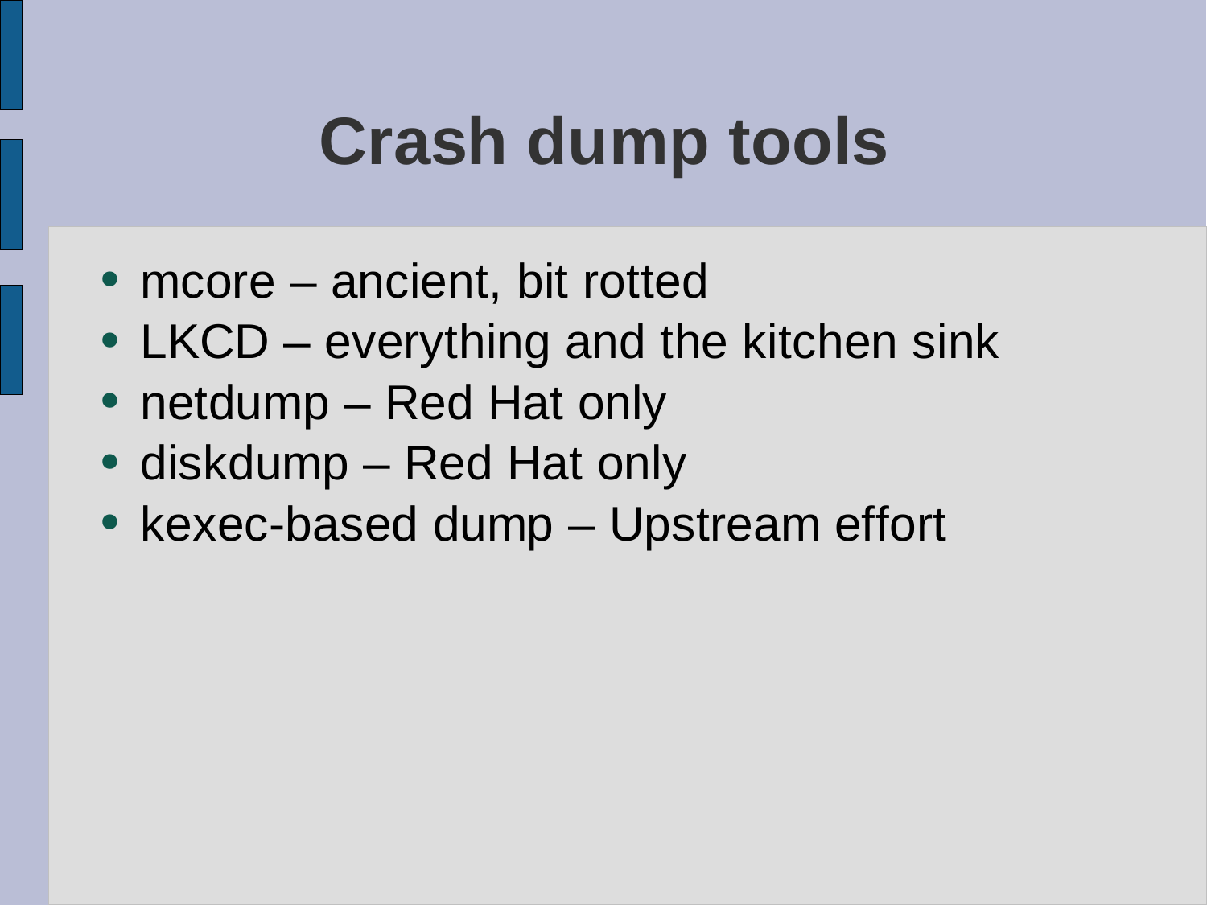# Crash dump tools

- mcore – ancient, bit rotted
- LKCD – everything and the kitchen sink
- netdump – Red Hat only
- diskdump – Red Hat only
- kexec-based dump – Upstream effort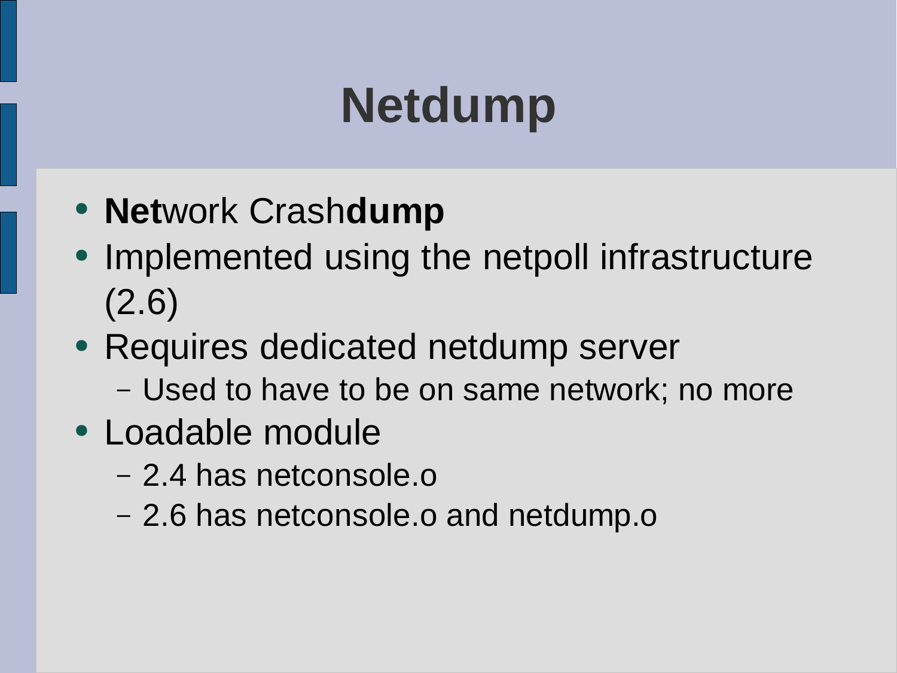# Netdump

- **Net**work Crash**dump**
- Implemented using the netpoll infrastructure (2.6)
- Requires dedicated netdump server
  - Used to have to be on same network; no more
- Loadable module
  - 2.4 has netconsole.o
  - 2.6 has netconsole.o and netdump.o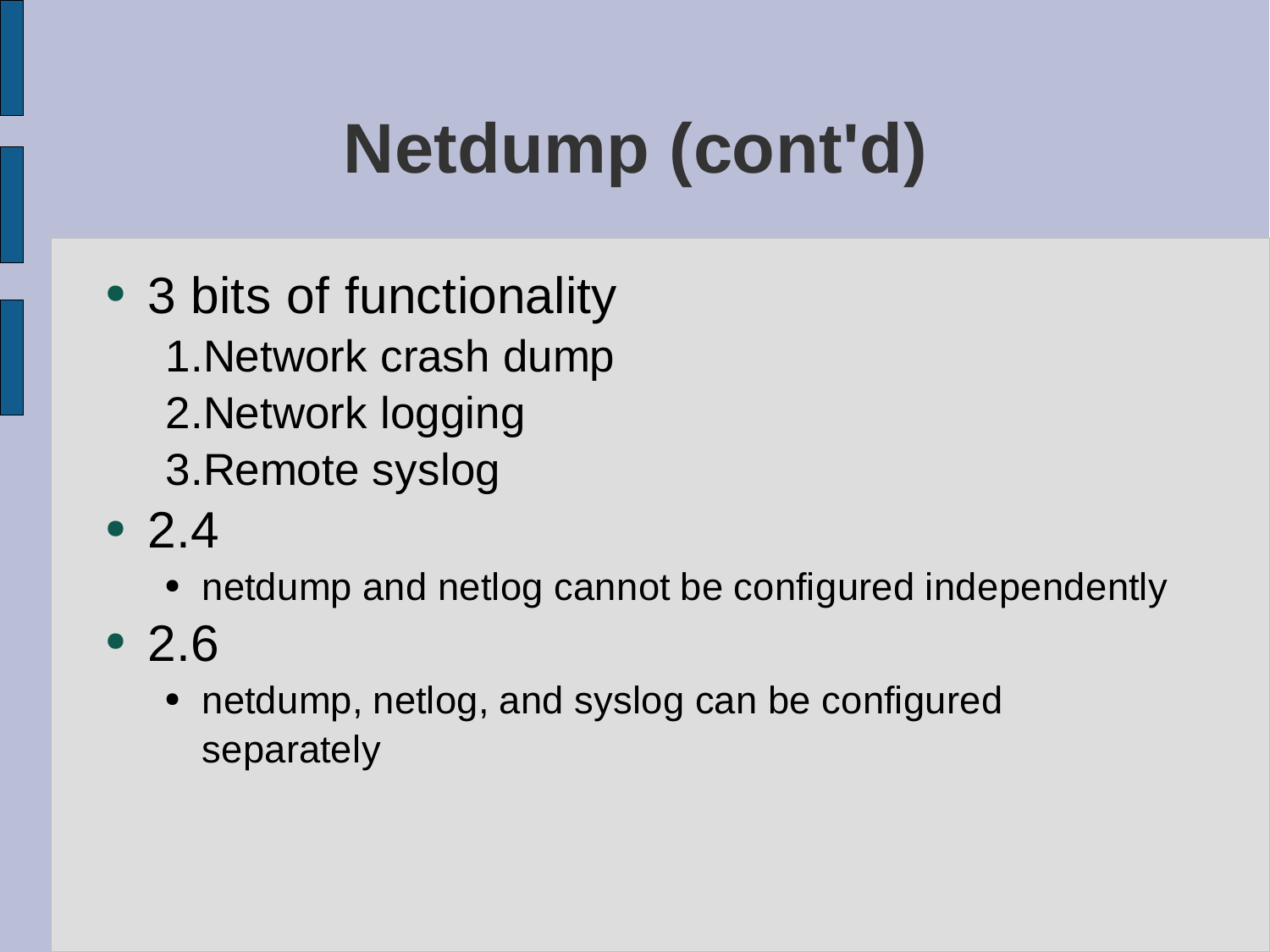# Netdump (cont'd)

- 3 bits of functionality
  1. Network crash dump
  2. Network logging
  3. Remote syslog
- 2.4
  - netdump and netlog cannot be configured independently
- 2.6
  - netdump, netlog, and syslog can be configured separately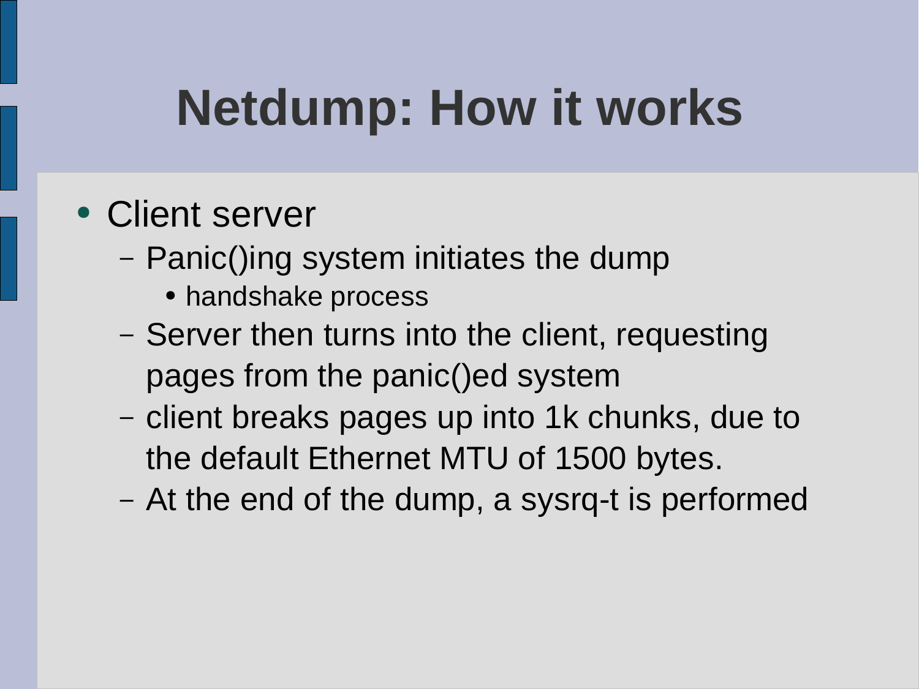# Netdump: How it works

- Client server
  - Panic()ing system initiates the dump
    - handshake process
  - Server then turns into the client, requesting pages from the panic()ed system
  - client breaks pages up into 1k chunks, due to the default Ethernet MTU of 1500 bytes.
  - At the end of the dump, a sysrq-t is performed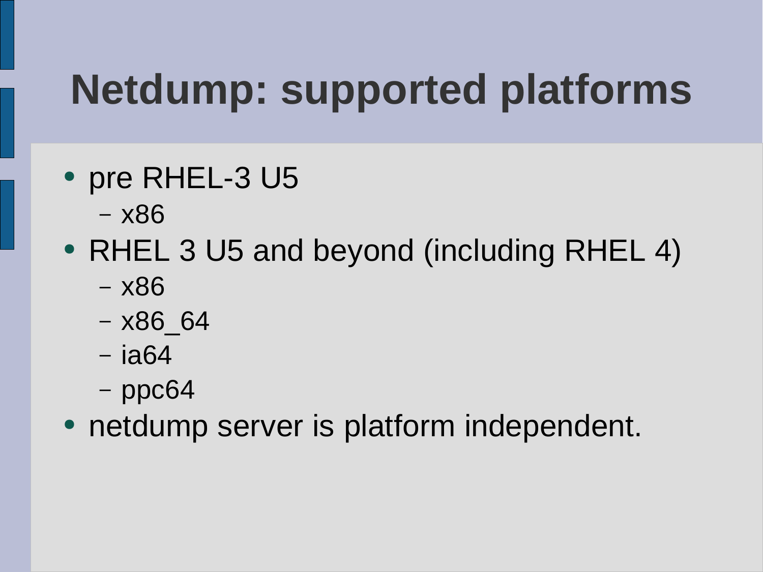# Netdump: supported platforms

- pre RHEL-3 U5
  - x86
- RHEL 3 U5 and beyond (including RHEL 4)
  - x86
  - x86_64
  - ia64
  - ppc64
- netdump server is platform independent.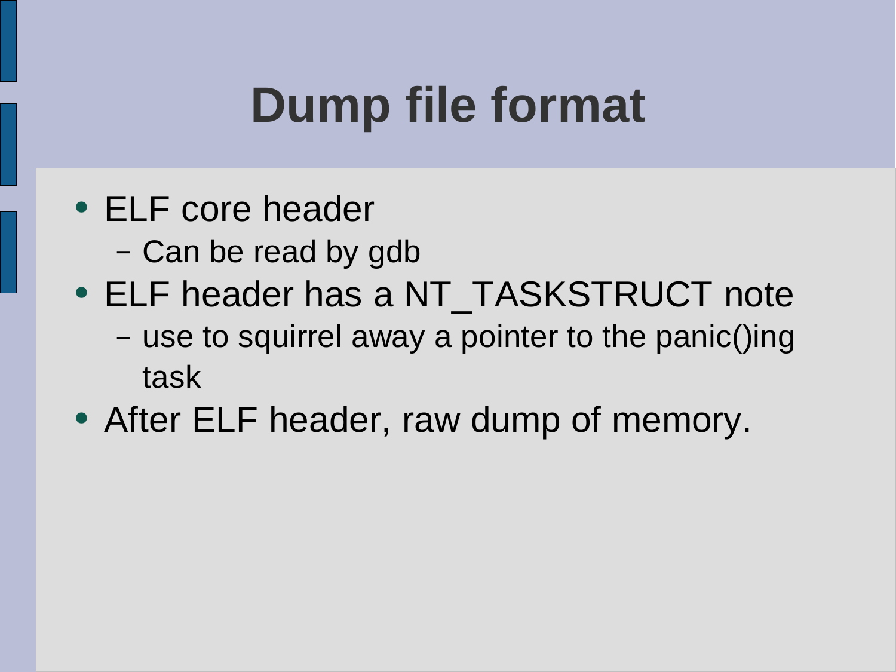# Dump file format

- ELF core header
  - Can be read by gdb
- ELF header has a NT_TASKSTRUCT note
  - use to squirrel away a pointer to the panic()ing task
- After ELF header, raw dump of memory.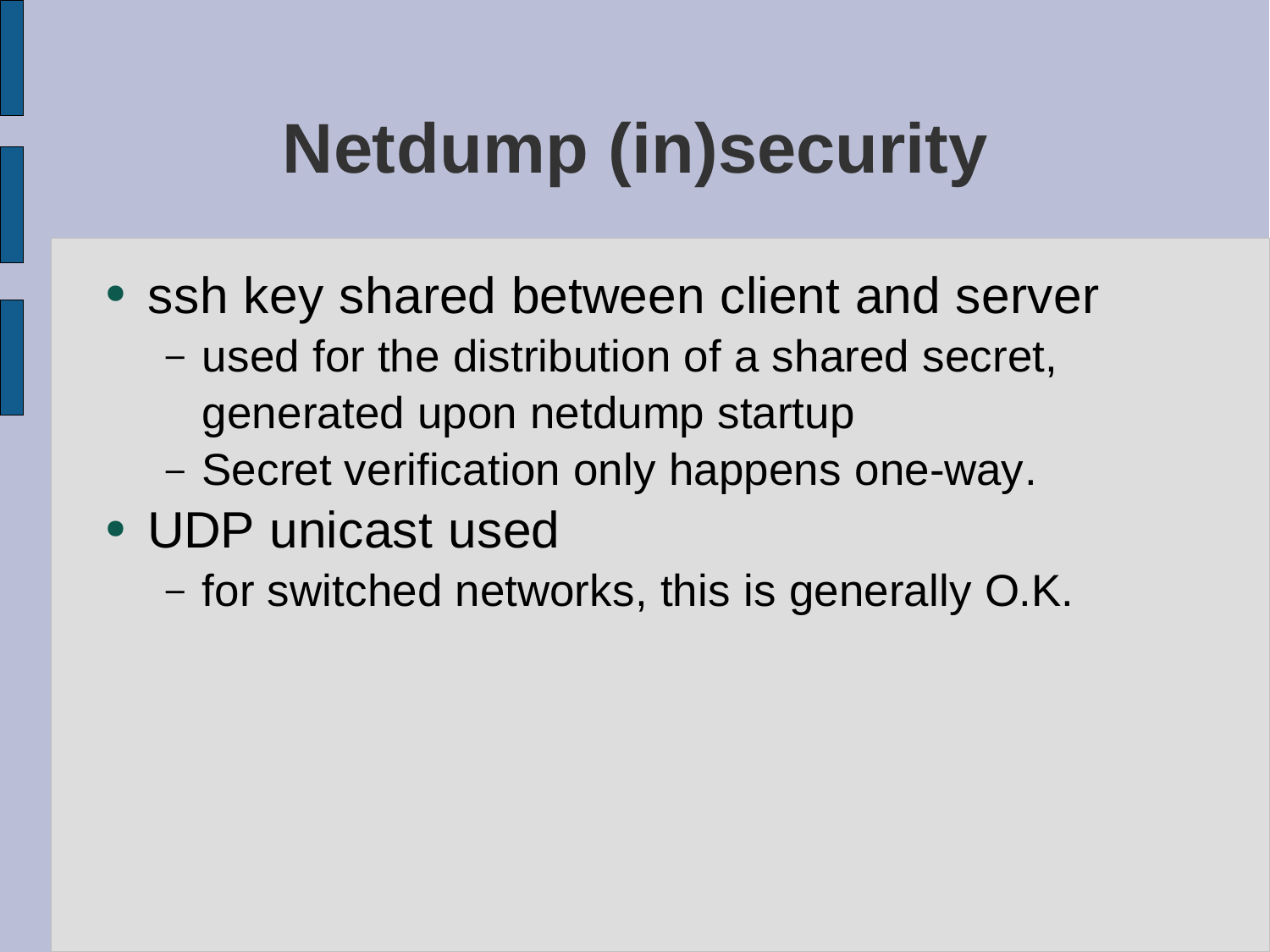# Netdump (in)security

- ssh key shared between client and server
  - used for the distribution of a shared secret, generated upon netdump startup
  - Secret verification only happens one-way.
- UDP unicast used
  - for switched networks, this is generally O.K.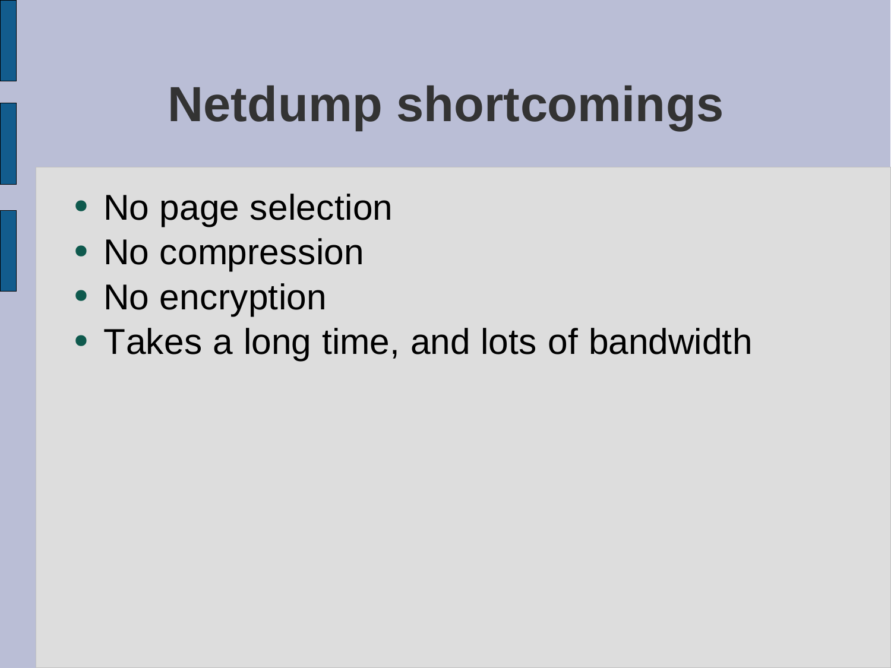# Netdump shortcomings

- No page selection
- No compression
- No encryption
- Takes a long time, and lots of bandwidth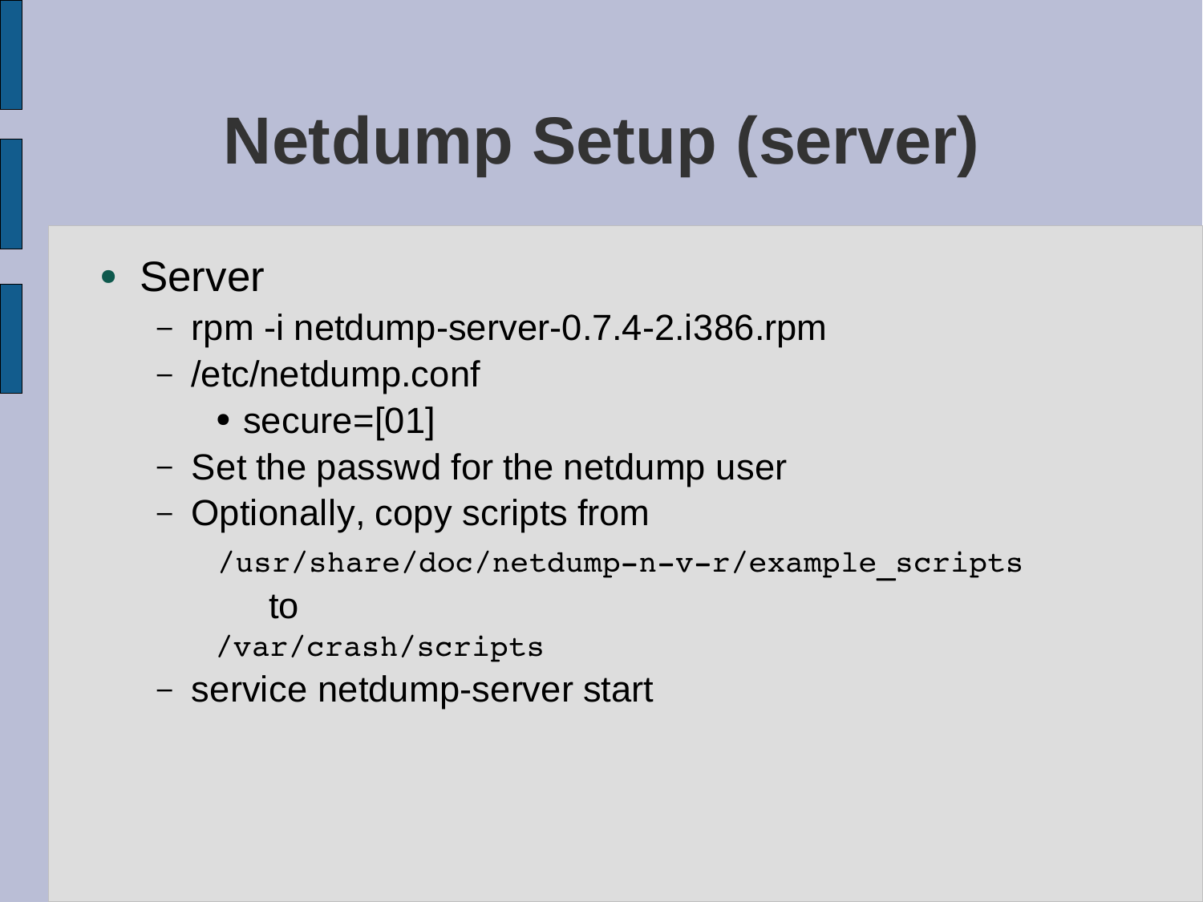# Netdump Setup (server)

- Server
  - rpm -i netdump-server-0.7.4-2.i386.rpm
  - /etc/netdump.conf
    - secure=[01]
  - Set the passwd for the netdump user
  - Optionally, copy scripts from

    `/usr/share/doc/netdump-n-v-r/example_scripts`

    to

    `/var/crash/scripts`
  - service netdump-server start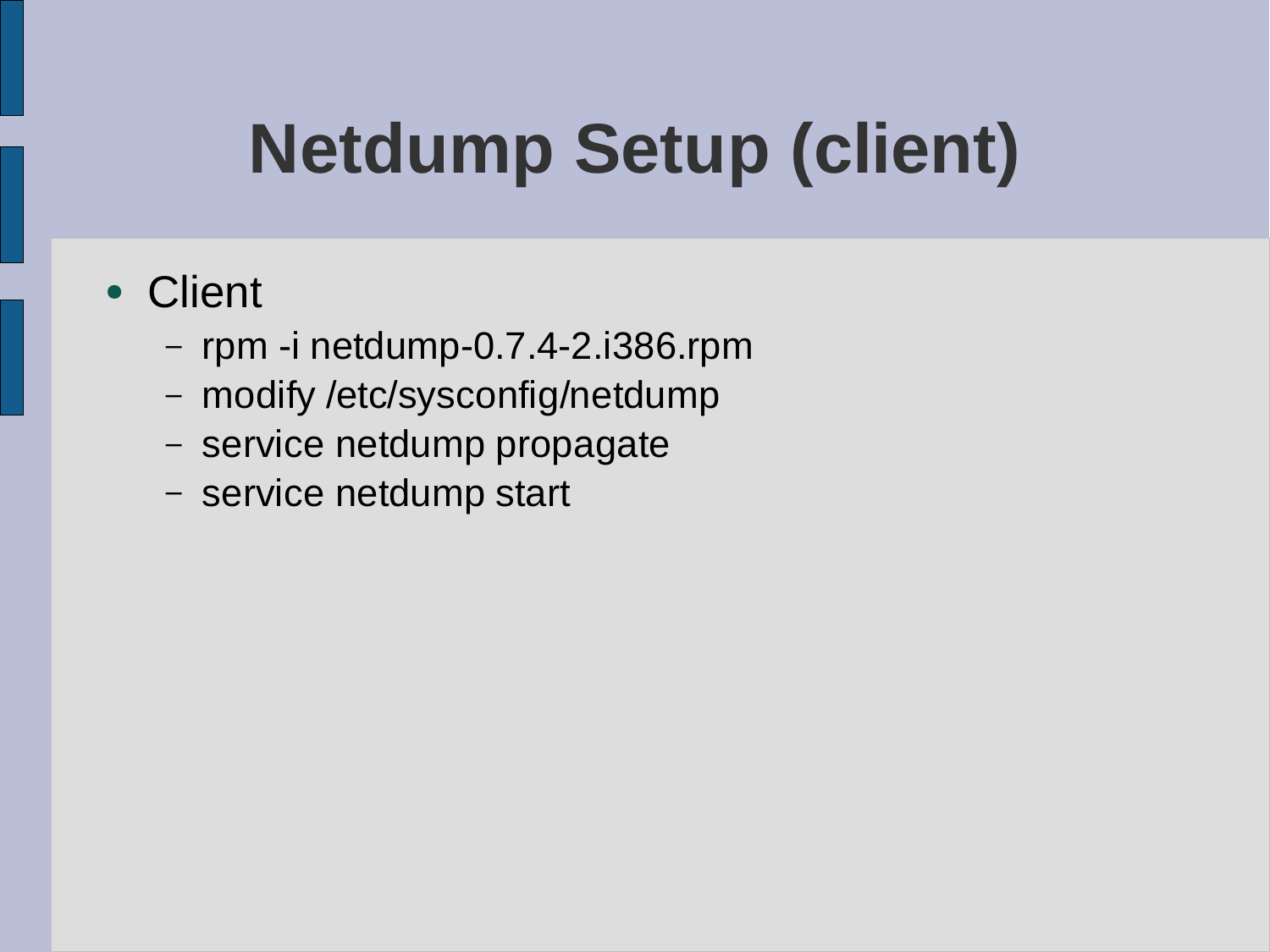# Netdump Setup (client)

- Client
  - rpm -i netdump-0.7.4-2.i386.rpm
  - modify /etc/sysconfig/netdump
  - service netdump propagate
  - service netdump start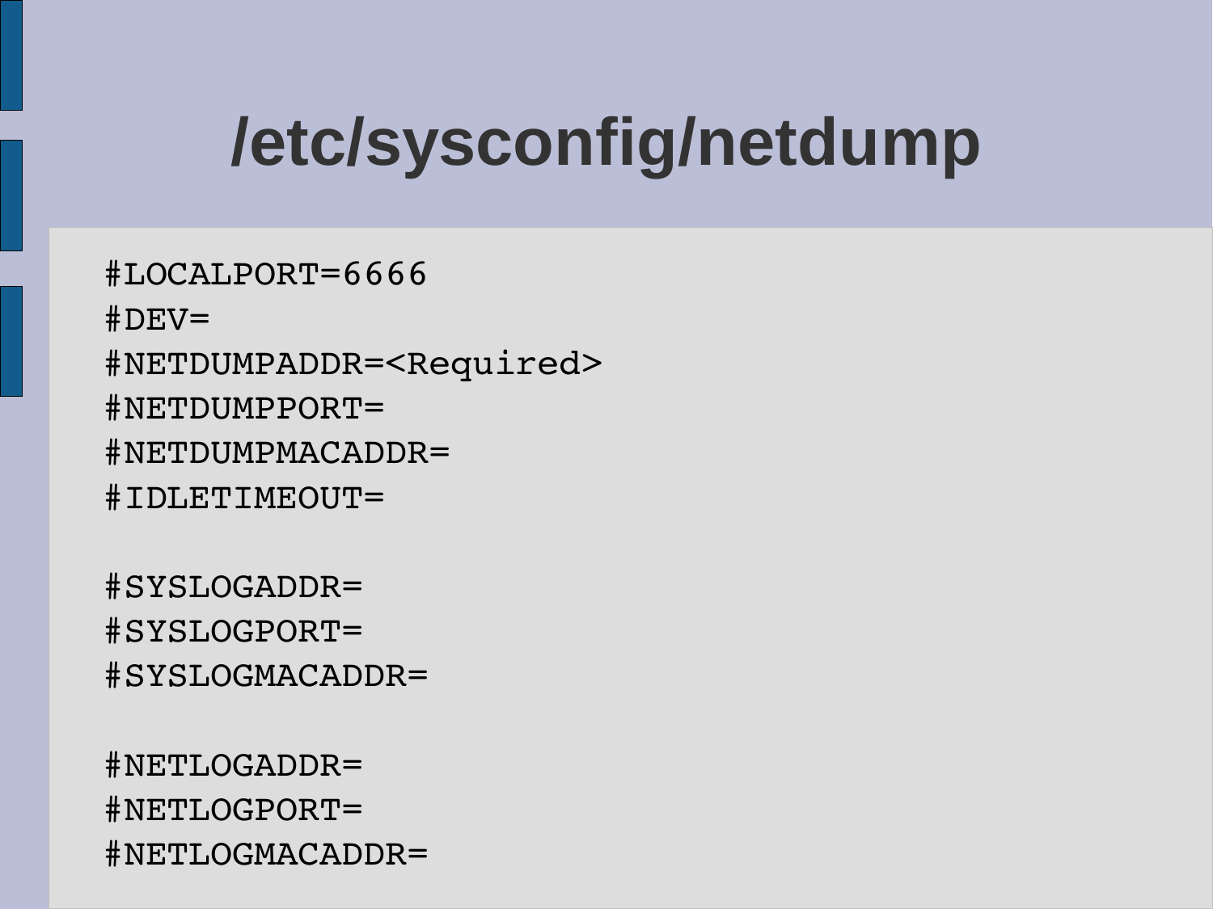# /etc/sysconfig/netdump

```
#LOCALPORT=6666
#DEV=
#NETDUMPADDR=<Required>
#NETDUMPPORT=
#NETDUMPMACADDR=
#IDLETIMEOUT=

#SYSLOGADDR=
#SYSLOGPORT=
#SYSLOGMACADDR=

#NETLOGADDR=
#NETLOGPORT=
#NETLOGMACADDR=
```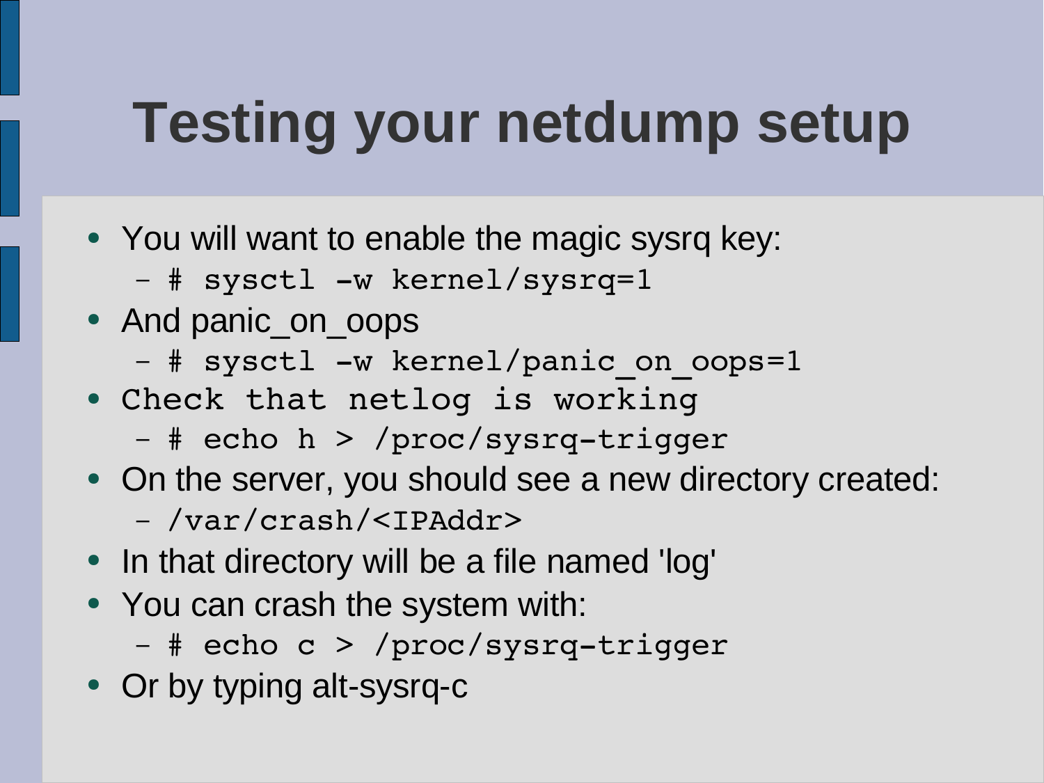# Testing your netdump setup

- You will want to enable the magic sysrq key:
  - `# sysctl -w kernel/sysrq=1`
- And panic_on_oops
  - `# sysctl -w kernel/panic_on_oops=1`
- `Check that netlog is working`
  - `# echo h > /proc/sysrq-trigger`
- On the server, you should see a new directory created:
  - `/var/crash/<IPAddr>`
- In that directory will be a file named 'log'
- You can crash the system with:
  - `# echo c > /proc/sysrq-trigger`
- Or by typing alt-sysrq-c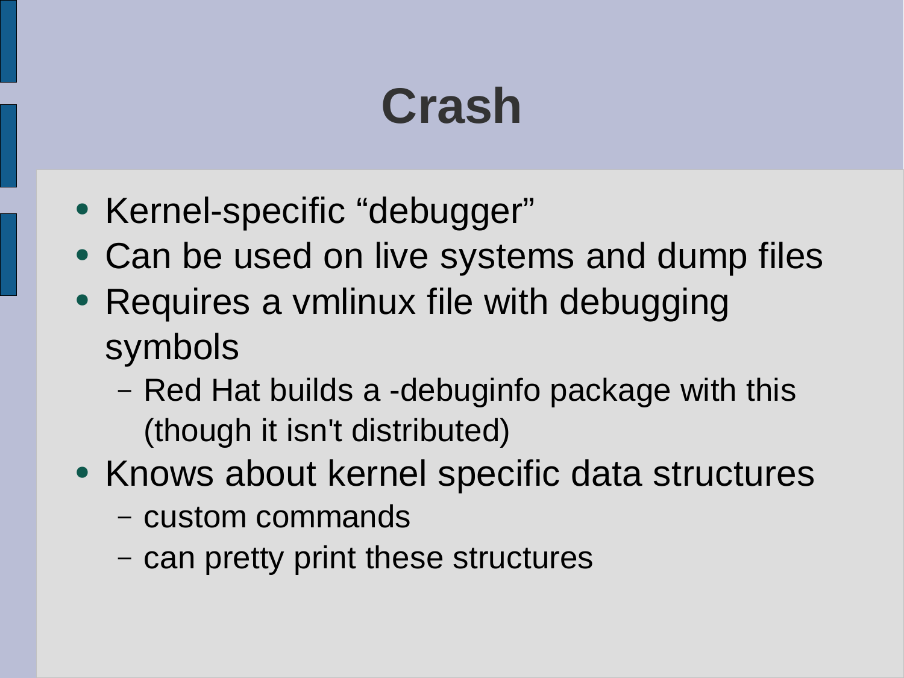# Crash

- Kernel-specific “debugger”
- Can be used on live systems and dump files
- Requires a vmlinux file with debugging symbols
  - Red Hat builds a -debuginfo package with this (though it isn't distributed)
- Knows about kernel specific data structures
  - custom commands
  - can pretty print these structures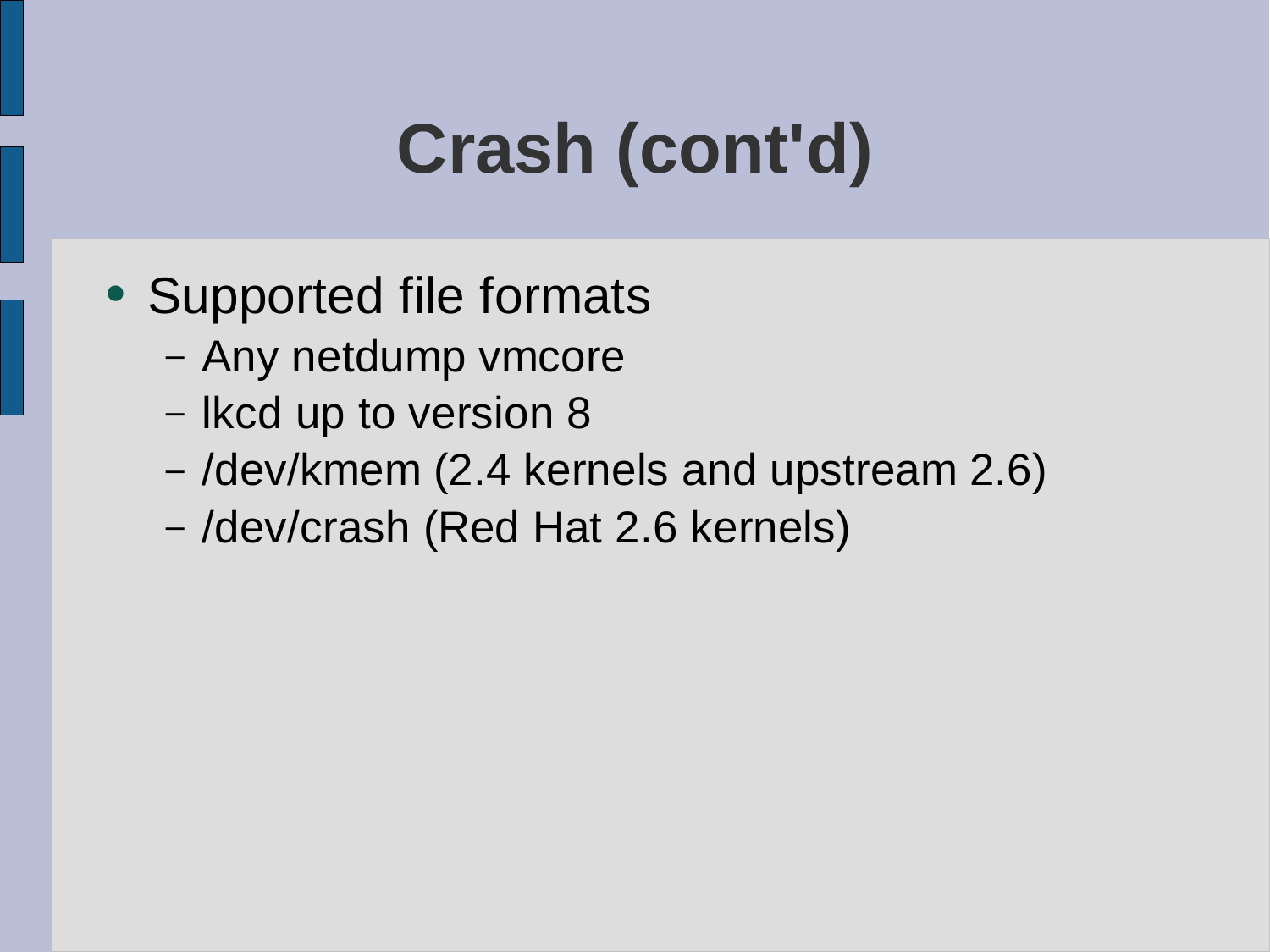# Crash (cont'd)

- Supported file formats
  - Any netdump vmcore
  - lkcd up to version 8
  - /dev/kmem (2.4 kernels and upstream 2.6)
  - /dev/crash (Red Hat 2.6 kernels)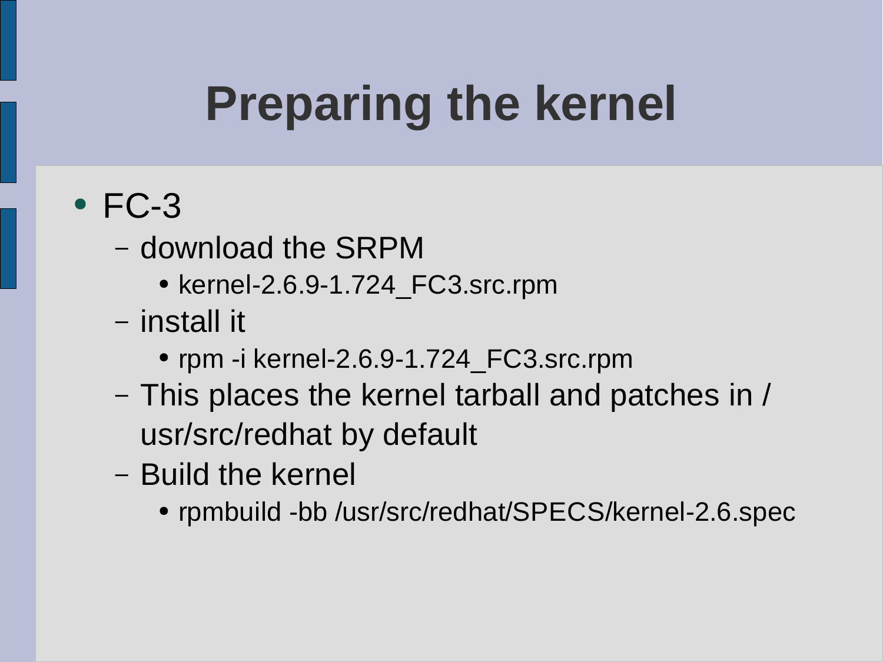# Preparing the kernel

- FC-3
  - download the SRPM
    - kernel-2.6.9-1.724_FC3.src.rpm
  - install it
    - rpm -i kernel-2.6.9-1.724_FC3.src.rpm
  - This places the kernel tarball and patches in /usr/src/redhat by default
  - Build the kernel
    - rpmbuild -bb /usr/src/redhat/SPECS/kernel-2.6.spec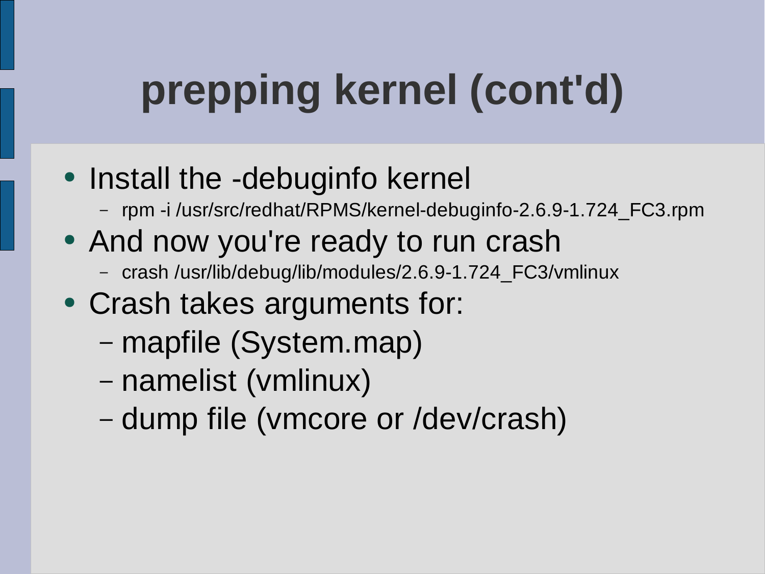# prepping kernel (cont'd)

- Install the -debuginfo kernel
  - rpm -i /usr/src/redhat/RPMS/kernel-debuginfo-2.6.9-1.724_FC3.rpm
- And now you're ready to run crash
  - crash /usr/lib/debug/lib/modules/2.6.9-1.724_FC3/vmlinux
- Crash takes arguments for:
  - mapfile (System.map)
  - namelist (vmlinux)
  - dump file (vmcore or /dev/crash)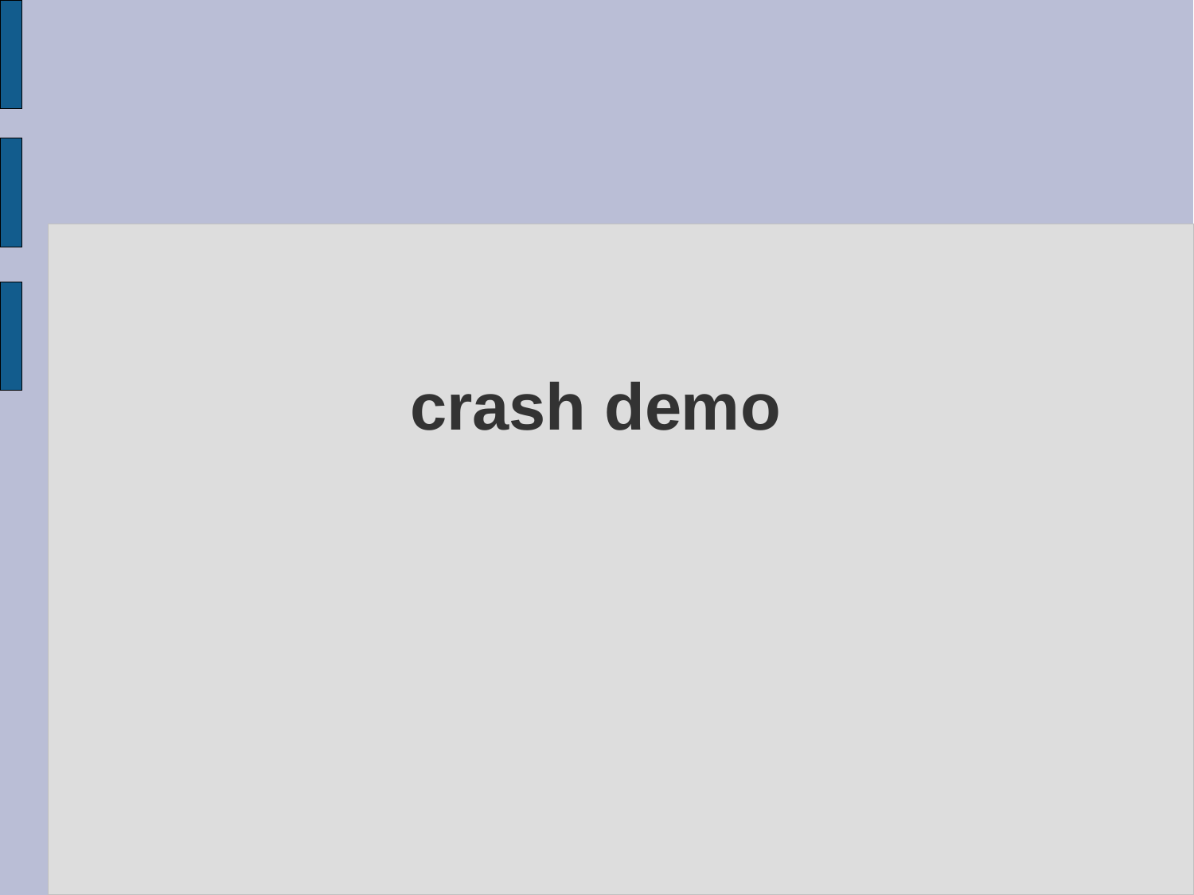# crash demo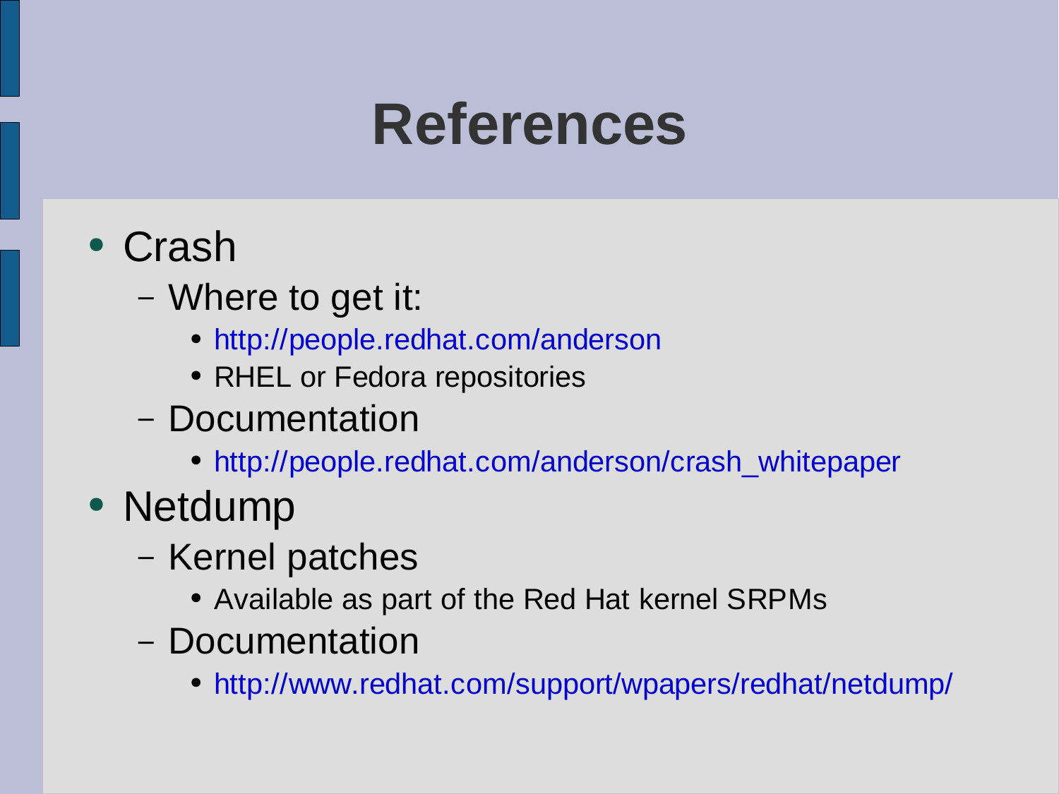# References

- Crash
  - Where to get it:
    - http://people.redhat.com/anderson
    - RHEL or Fedora repositories
  - Documentation
    - http://people.redhat.com/anderson/crash_whitepaper
- Netdump
  - Kernel patches
    - Available as part of the Red Hat kernel SRPMs
  - Documentation
    - http://www.redhat.com/support/wpapers/redhat/netdump/